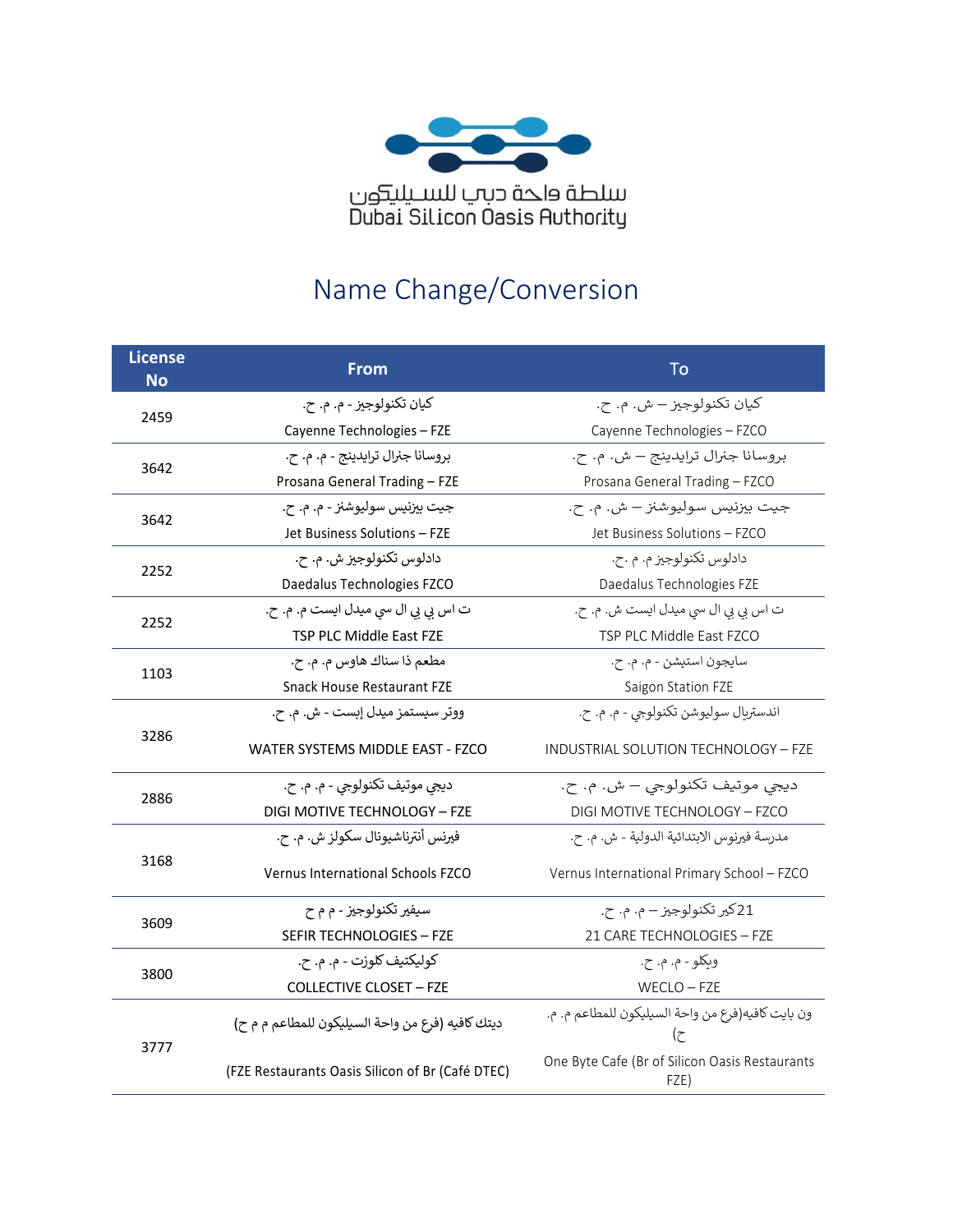سلطة واحة دبي للسيليكون
Dubai Silicon Oasis Authority

# Name Change/Conversion

| License No | From | To |
|---|---|---|
| 2459 | كيان تكنولوجيز - م. م. ح. <br> Cayenne Technologies – FZE | كيان تكنولوجيز – ش. م. ح. <br> Cayenne Technologies – FZCO |
| 3642 | بروسانا جنرال ترايدينج - م. م. ح. <br> Prosana General Trading – FZE | بروسانا جنرال ترايدينج – ش. م. ح. <br> Prosana General Trading – FZCO |
| 3642 | جيت بيزنيس سوليوشنز - م. م. ح. <br> Jet Business Solutions – FZE | جيت بيزنيس سوليوشنز – ش. م. ح. <br> Jet Business Solutions – FZCO |
| 2252 | دادلوس تكنولوجيز ش. م. ح. <br> Daedalus Technologies FZCO | دادلوس تكنولوجيز م. م .ح. <br> Daedalus Technologies FZE |
| 2252 | ت اس بي بي ال سي ميدل ايست م. م. ح. <br> TSP PLC Middle East FZE | ت اس بي بي ال سي ميدل ايست ش. م. ح. <br> TSP PLC Middle East FZCO |
| 1103 | مطعم ذا سناك هاوس م. م. ح. <br> Snack House Restaurant FZE | سايجون استيشن - م. م. ح. <br> Saigon Station FZE |
| 3286 | ووتر سيستمز ميدل إيست - ش. م. ح. <br> WATER SYSTEMS MIDDLE EAST - FZCO | اندستريال سوليوشن تكنولوجي - م. م. ح. <br> INDUSTRIAL SOLUTION TECHNOLOGY – FZE |
| 2886 | ديجي موتيف تكنولوجي - م. م. ح. <br> DIGI MOTIVE TECHNOLOGY – FZE | ديجي موتيف تكنولوجي – ش. م. ح. <br> DIGI MOTIVE TECHNOLOGY – FZCO |
| 3168 | فيرنس أنترناشيونال سكولز ش. م. ح. <br> Vernus International Schools FZCO | مدرسة فيرنوس الابتدائية الدولية - ش. م. ح. <br> Vernus International Primary School – FZCO |
| 3609 | سيفير تكنولوجيز - م م ح <br> SEFIR TECHNOLOGIES – FZE | 21كير تكنولوجيز – م. م. ح. <br> 21 CARE TECHNOLOGIES – FZE |
| 3800 | كوليكتيف كلوزت - م. م. ح. <br> COLLECTIVE CLOSET – FZE | ويكلو - م. م. ح. <br> WECLO – FZE |
| 3777 | ديتك كافيه (فرع من واحة السيليكون للمطاعم م م ح) <br> (FZE Restaurants Oasis Silicon of Br (Café DTEC) | ون بايت كافيه(فرع من واحة السيليكون للمطاعم م. م. ح) <br> One Byte Cafe (Br of Silicon Oasis Restaurants FZE) |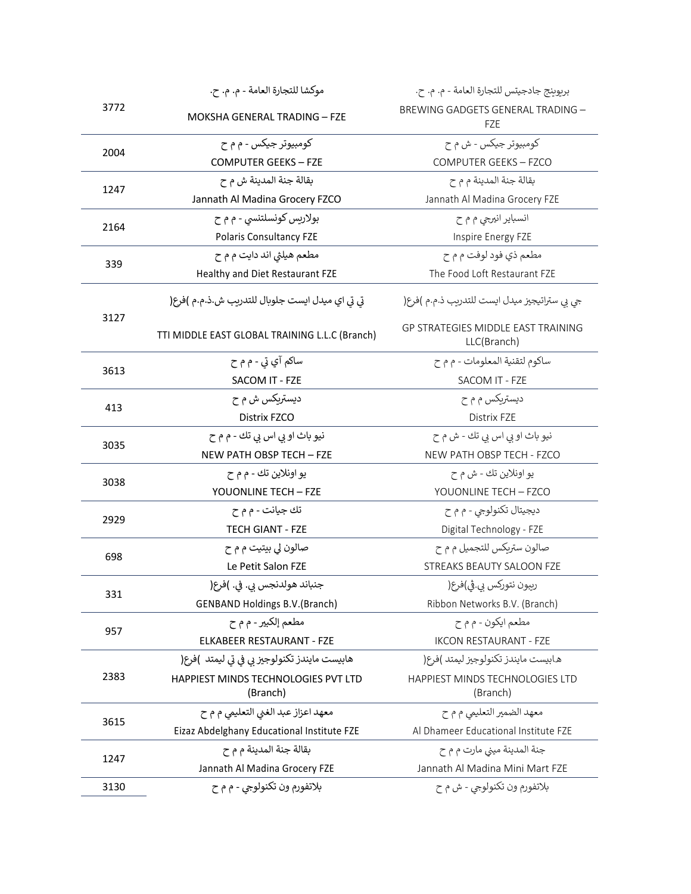| | | |
|---|---|---|
| 3772 | موكشا للتجارة العامة - م. م. ح.<br>MOKSHA GENERAL TRADING – FZE | بريوينج جادجيتس للتجارة العامة - م. م. ح.<br>BREWING GADGETS GENERAL TRADING – FZE |
| 2004 | كومبيوتر جيكس - م م ح<br>COMPUTER GEEKS – FZE | كومبيوتر جيكس - ش م ح<br>COMPUTER GEEKS – FZCO |
| 1247 | بقالة جنة المدينة ش م ح<br>Jannath Al Madina Grocery FZCO | بقالة جنة المدينة م م ح<br>Jannath Al Madina Grocery FZE |
| 2164 | بولاريس كونسلتنسي - م م ح<br>Polaris Consultancy FZE | انسباير انيرجي م م ح<br>Inspire Energy FZE |
| 339 | مطعم هيلثي اند دايت م م ح<br>Healthy and Diet Restaurant FZE | مطعم ذي فود لوفت م م ح<br>The Food Loft Restaurant FZE |
| 3127 | تي تي اي ميدل ايست جلوبال للتدريب ش.ذ.م.م )فرع(<br>TTI MIDDLE EAST GLOBAL TRAINING L.L.C (Branch) | جي بي ستراتيجيز ميدل ايست للتدريب ذ.م.م )فرع(<br>GP STRATEGIES MIDDLE EAST TRAINING LLC(Branch) |
| 3613 | ساكم آي تي - م م ح<br>SACOM IT - FZE | ساكوم لتقنية المعلومات - م م ح<br>SACOM IT - FZE |
| 413 | ديستريكس ش م ح<br>Distrix FZCO | ديستريكس م م ح<br>Distrix FZE |
| 3035 | نيو باث او بي اس بي تك - م م ح<br>NEW PATH OBSP TECH – FZE | نيو باث او بي اس بي تك - ش م ح<br>NEW PATH OBSP TECH - FZCO |
| 3038 | يو اونلاين تك - م م ح<br>YOUONLINE TECH – FZE | يو اونلاين تك - ش م ح<br>YOUONLINE TECH – FZCO |
| 2929 | تك جيانت - م م ح<br>TECH GIANT - FZE | ديجيتال تكنولوجي - م م ح<br>Digital Technology - FZE |
| 698 | صالون لي بيتيت م م ح<br>Le Petit Salon FZE | صالون ستريكس للتجميل م م ح<br>STREAKS BEAUTY SALOON FZE |
| 331 | جنباند هولدنجس بي. في. )فرع(<br>GENBAND Holdings B.V.(Branch) | ريبون نتوركس بي.ڤي)فرع(<br>Ribbon Networks B.V. (Branch) |
| 957 | مطعم إلكبير - م م ح<br>ELKABEER RESTAURANT - FZE | مطعم ايكون - م م ح<br>IKCON RESTAURANT - FZE |
| 2383 | هابيست مايندز تكنولوجيز بي في تي ليمتد )فرع(<br>HAPPIEST MINDS TECHNOLOGIES PVT LTD (Branch) | هابيست مايندز تكنولوجيز ليمتد )فرع(<br>HAPPIEST MINDS TECHNOLOGIES LTD (Branch) |
| 3615 | معهد اعزاز عبد الغني التعليمي م م ح<br>Eizaz Abdelghany Educational Institute FZE | معهد الضمير التعليمي م م ح<br>Al Dhameer Educational Institute FZE |
| 1247 | بقالة جنة المدينة م م ح<br>Jannath Al Madina Grocery FZE | جنة المدينة ميني مارت م م ح<br>Jannath Al Madina Mini Mart FZE |
| 3130 | بلاتفورم ون تكنولوجي - م م ح | بلاتفورم ون تكنولوجي - ش م ح |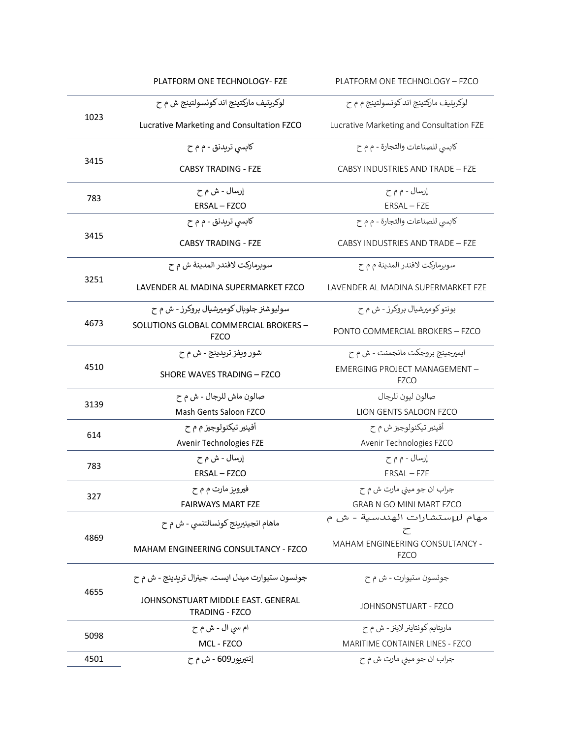| | PLATFORM ONE TECHNOLOGY- FZE | PLATFORM ONE TECHNOLOGY – FZCO |
|---|---|---|
| 1023 | لوكريتيف ماركتينج اند كونسولتينج ش م ح<br>Lucrative Marketing and Consultation FZCO | لوكريتيف ماركتينج اند كونسولتينج م م ح<br>Lucrative Marketing and Consultation FZE |
| 3415 | كابسي تريدنق - م م ح<br>CABSY TRADING - FZE | كابسي للصناعات والتجارة - م م ح<br>CABSY INDUSTRIES AND TRADE – FZE |
| 783 | إرسال - ش م ح<br>ERSAL – FZCO | إرسال - م م ح<br>ERSAL – FZE |
| 3415 | كابسي تريدنق - م م ح<br>CABSY TRADING - FZE | كابسي للصناعات والتجارة - م م ح<br>CABSY INDUSTRIES AND TRADE – FZE |
| 3251 | سوبرماركت لافندر المدينة ش م ح<br>LAVENDER AL MADINA SUPERMARKET FZCO | سوبرماركت لافندر المدينة م م ح<br>LAVENDER AL MADINA SUPERMARKET FZE |
| 4673 | سوليوشنز جلوبال كوميرشيال بروكرز - ش م ح<br>SOLUTIONS GLOBAL COMMERCIAL BROKERS – FZCO | بونتو كوميرشيال بروكرز - ش م ح<br>PONTO COMMERCIAL BROKERS – FZCO |
| 4510 | شور ويفز تريدينج - ش م ح<br>SHORE WAVES TRADING – FZCO | ايميرجينج بروجكت مانجمنت - ش م ح<br>EMERGING PROJECT MANAGEMENT – FZCO |
| 3139 | صالون ماش للرجال - ش م ح<br>Mash Gents Saloon FZCO | صالون ليون للرجال<br>LION GENTS SALOON FZCO |
| 614 | أفينير تيكنولوجيز م م ح<br>Avenir Technologies FZE | أفينير تيكنولوجيز ش م ح<br>Avenir Technologies FZCO |
| 783 | إرسال - ش م ح<br>ERSAL – FZCO | إرسال - م م ح<br>ERSAL – FZE |
| 327 | فيرويز مارت م م ح<br>FAIRWAYS MART FZE | جراب ان جو ميني مارت ش م ح<br>GRAB N GO MINI MART FZCO |
| 4869 | ماهام انجينيرينج كونسالتنسي - ش م ح<br>MAHAM ENGINEERING CONSULTANCY - FZCO | مهام للاستشارات الهندسية - ش م ح<br>MAHAM ENGINEERING CONSULTANCY - FZCO |
| 4655 | جونسون ستيوارت ميدل ايست. جينرال تريدينج - ش م ح<br>JOHNSONSTUART MIDDLE EAST. GENERAL TRADING - FZCO | جونسون ستيوارت - ش م ح<br>JOHNSONSTUART - FZCO |
| 5098 | ام سي ال - ش م ح<br>MCL - FZCO | ماريتايم كونتاينر لاينز - ش م ح<br>MARITIME CONTAINER LINES - FZCO |
| 4501 | إنتيريور609 - ش م ح | جراب ان جو ميني مارت ش م ح |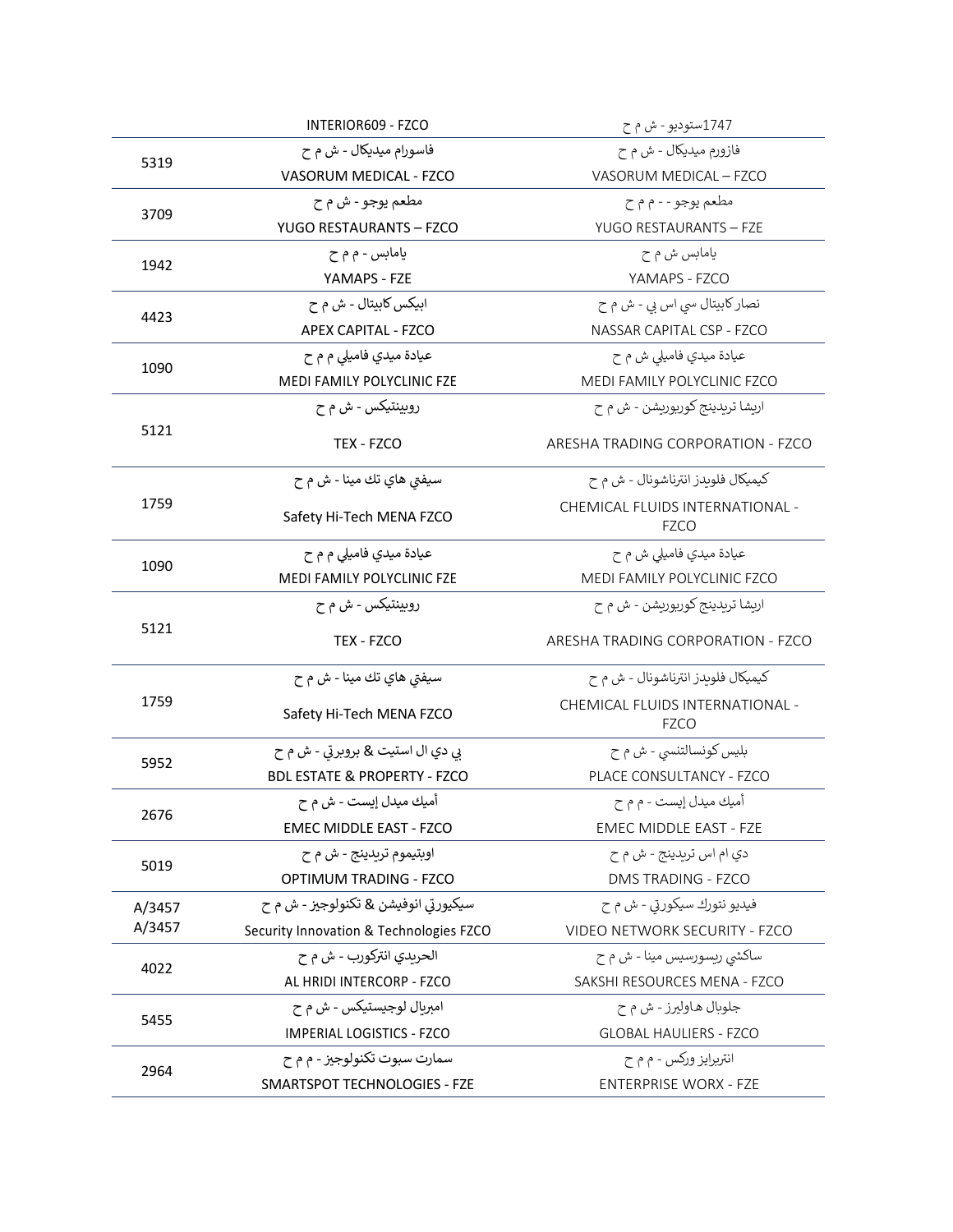| | | |
|---|---|---|
| | INTERIOR609 - FZCO | 1747ستوديو - ش م ح |
| 5319 | فاسورام ميديكال - ش م ح<br>VASORUM MEDICAL - FZCO | فازورم ميديكال - ش م ح<br>VASORUM MEDICAL – FZCO |
| 3709 | مطعم يوجو - ش م ح<br>YUGO RESTAURANTS – FZCO | مطعم يوجو - - م م ح<br>YUGO RESTAURANTS – FZE |
| 1942 | يامابس - م م ح<br>YAMAPS - FZE | يامابس ش م ح<br>YAMAPS - FZCO |
| 4423 | ابيكس كابيتال - ش م ح<br>APEX CAPITAL - FZCO | نصار كابيتال سي اس بي - ش م ح<br>NASSAR CAPITAL CSP - FZCO |
| 1090 | عيادة ميدي فاميلي م م ح<br>MEDI FAMILY POLYCLINIC FZE | عيادة ميدي فاميلي ش م ح<br>MEDI FAMILY POLYCLINIC FZCO |
| 5121 | روبينتيكس - ش م ح<br>TEX - FZCO | اريشا تريدينج كوربوريشن - ش م ح<br>ARESHA TRADING CORPORATION - FZCO |
| 1759 | سيفتي هاي تك مينا - ش م ح<br>Safety Hi-Tech MENA FZCO | كيميكال فلويدز انترناشونال - ش م ح<br>CHEMICAL FLUIDS INTERNATIONAL - FZCO |
| 1090 | عيادة ميدي فاميلي م م ح<br>MEDI FAMILY POLYCLINIC FZE | عيادة ميدي فاميلي ش م ح<br>MEDI FAMILY POLYCLINIC FZCO |
| 5121 | روبينتيكس - ش م ح<br>TEX - FZCO | اريشا تريدينج كوربوريشن - ش م ح<br>ARESHA TRADING CORPORATION - FZCO |
| 1759 | سيفتي هاي تك مينا - ش م ح<br>Safety Hi-Tech MENA FZCO | كيميكال فلويدز انترناشونال - ش م ح<br>CHEMICAL FLUIDS INTERNATIONAL - FZCO |
| 5952 | بي دي ال استيت & بروبرتي - ش م ح<br>BDL ESTATE & PROPERTY - FZCO | بليس كونسالتنسي - ش م ح<br>PLACE CONSULTANCY - FZCO |
| 2676 | أميك ميدل إيست - ش م ح<br>EMEC MIDDLE EAST - FZCO | أميك ميدل إيست - م م ح<br>EMEC MIDDLE EAST - FZE |
| 5019 | اوبتيموم تريدينج - ش م ح<br>OPTIMUM TRADING - FZCO | دي ام اس تريدينج - ش م ح<br>DMS TRADING - FZCO |
| A/3457<br>A/3457 | سيكيورتي انوفيشن & تكنولوجيز - ش م ح<br>Security Innovation & Technologies FZCO | فيديو نتورك سيكورتي - ش م ح<br>VIDEO NETWORK SECURITY - FZCO |
| 4022 | الحريدي انتركورب - ش م ح<br>AL HRIDI INTERCORP - FZCO | ساكشي ريسورسيس مينا - ش م ح<br>SAKSHI RESOURCES MENA - FZCO |
| 5455 | امبريال لوجيستيكس - ش م ح<br>IMPERIAL LOGISTICS - FZCO | جلوبال هاوليرز - ش م ح<br>GLOBAL HAULIERS - FZCO |
| 2964 | سمارت سبوت تكنولوجيز - م م ح<br>SMARTSPOT TECHNOLOGIES - FZE | انتربرايز وركس - م م ح<br>ENTERPRISE WORX - FZE |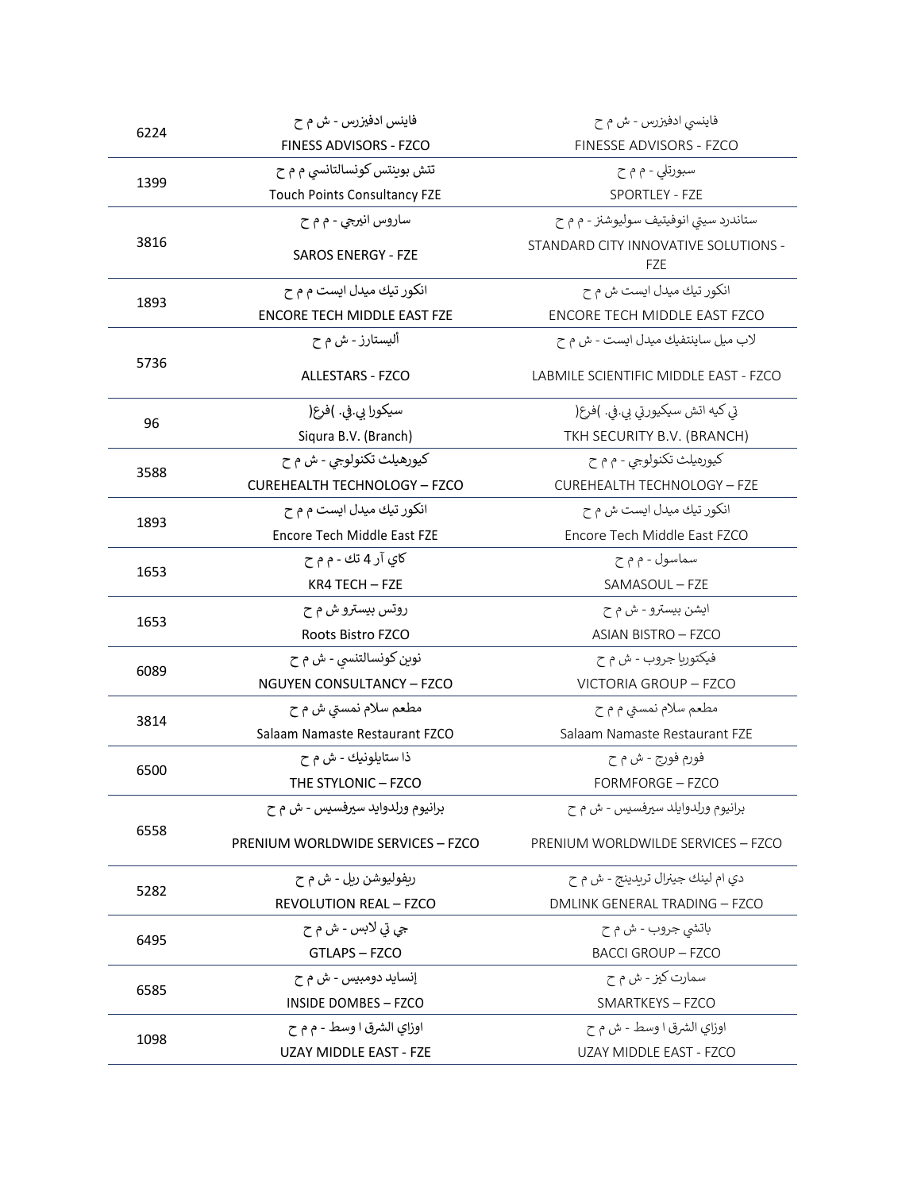| | | |
|---|---|---|
| 6224 | فاينس ادفيزرس - ش م ح<br>FINESS ADVISORS - FZCO | فاينسي ادفيزرس - ش م ح<br>FINESSE ADVISORS - FZCO |
| 1399 | تتش بوينتس كونسالتانسي م م ح<br>Touch Points Consultancy FZE | سبورتلي - م م ح<br>SPORTLEY - FZE |
| 3816 | ساروس انيرجي - م م ح<br>SAROS ENERGY - FZE | ستاندرد سيتي انوفيتيف سوليوشنز - م م ح<br>STANDARD CITY INNOVATIVE SOLUTIONS - FZE |
| 1893 | انكور تيك ميدل ايست م م ح<br>ENCORE TECH MIDDLE EAST FZE | انكور تيك ميدل ايست ش م ح<br>ENCORE TECH MIDDLE EAST FZCO |
| 5736 | أليستارز - ش م ح<br>ALLESTARS - FZCO | لاب ميل ساينتفيك ميدل ايست - ش م ح<br>LABMILE SCIENTIFIC MIDDLE EAST - FZCO |
| 96 | سيكورا بي.في. (فرع)<br>Siqura B.V. (Branch) | تي كيه اتش سيكيورتي بي.في. (فرع)<br>TKH SECURITY B.V. (BRANCH) |
| 3588 | كيورهيلث تكنولوجي - ش م ح<br>CUREHEALTH TECHNOLOGY – FZCO | كيورهيلث تكنولوجي - م م ح<br>CUREHEALTH TECHNOLOGY – FZE |
| 1893 | انكور تيك ميدل ايست م م ح<br>Encore Tech Middle East FZE | انكور تيك ميدل ايست ش م ح<br>Encore Tech Middle East FZCO |
| 1653 | كاي آر 4 تك - م م ح<br>KR4 TECH – FZE | سماسول - م م ح<br>SAMASOUL – FZE |
| 1653 | روتس بيسترو ش م ح<br>Roots Bistro FZCO | ايشن بيسترو - ش م ح<br>ASIAN BISTRO – FZCO |
| 6089 | نوين كونسالتنسي - ش م ح<br>NGUYEN CONSULTANCY – FZCO | فيكتوريا جروب - ش م ح<br>VICTORIA GROUP – FZCO |
| 3814 | مطعم سلام نمستي ش م ح<br>Salaam Namaste Restaurant FZCO | مطعم سلام نمستي م م ح<br>Salaam Namaste Restaurant FZE |
| 6500 | ذا ستايلونيك - ش م ح<br>THE STYLONIC – FZCO | فورم فورج - ش م ح<br>FORMFORGE – FZCO |
| 6558 | برانيوم ورلدوايد سيرفسيس - ش م ح<br>PRENIUM WORLDWIDE SERVICES – FZCO | برانيوم ورلدوايلد سيرفسيس - ش م ح<br>PRENIUM WORLDWILDE SERVICES – FZCO |
| 5282 | ريفوليوشن ريل - ش م ح<br>REVOLUTION REAL – FZCO | دي ام لينك جينرال تريدينج - ش م ح<br>DMLINK GENERAL TRADING – FZCO |
| 6495 | جي تي لابس - ش م ح<br>GTLAPS – FZCO | باتشي جروب - ش م ح<br>BACCI GROUP – FZCO |
| 6585 | إنسايد دومبيس - ش م ح<br>INSIDE DOMBES – FZCO | سمارت كيز - ش م ح<br>SMARTKEYS – FZCO |
| 1098 | اوزاي الشرق ا وسط - م م ح<br>UZAY MIDDLE EAST - FZE | اوزاي الشرق ا وسط - ش م ح<br>UZAY MIDDLE EAST - FZCO |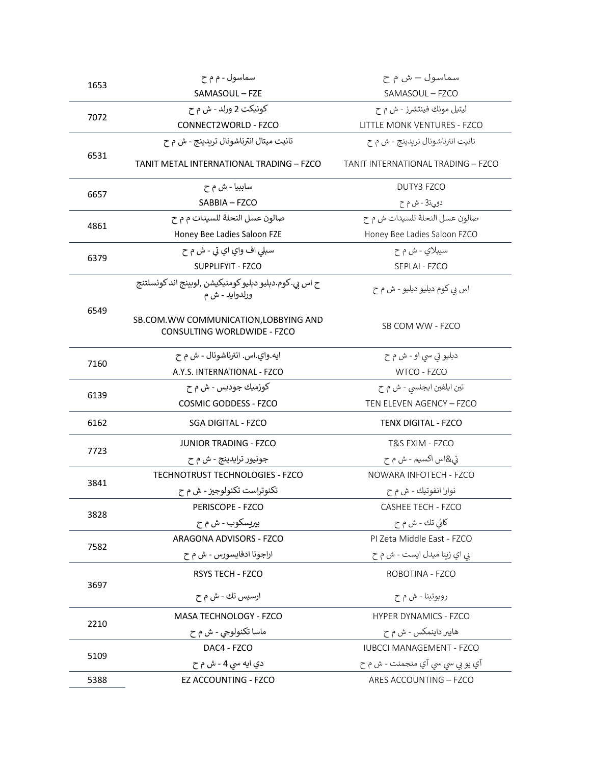| | | |
|---|---|---|
| 1653 | سماسول - م م ح<br>SAMASOUL – FZE | سماسول – ش م ح<br>SAMASOUL – FZCO |
| 7072 | كونيكت 2 ورلد - ش م ح<br>CONNECT2WORLD - FZCO | ليتيل مونك فينتشرز - ش م ح<br>LITTLE MONK VENTURES - FZCO |
| 6531 | تانيت ميتال انترناشونال تريدينج - ش م ح<br>TANIT METAL INTERNATIONAL TRADING – FZCO | تانيت انترناشونال تريدينج - ش م ح<br>TANIT INTERNATIONAL TRADING – FZCO |
| 6657 | سابيا - ش م ح<br>SABBIA – FZCO | DUTY3 FZCO<br>دوتي3 - ش م ح |
| 4861 | صالون عسل النحلة للسيدات م م ح<br>Honey Bee Ladies Saloon FZE | صالون عسل النحلة للسيدات ش م ح<br>Honey Bee Ladies Saloon FZCO |
| 6379 | سبلي اف واي اي تي - ش م ح<br>SUPPLIFYIT - FZCO | سيبلاي - ش م ح<br>SEPLAI - FZCO |
| 6549 | اس بي.كوم.دبليو دبليو كومنيكيشن ,لوبينج اند كونسلتنج ورلدوايد - ش م ح<br>SB.COM.WW COMMUNICATION,LOBBYING AND CONSULTING WORLDWIDE - FZCO | اس بي كوم دبليو دبليو - ش م ح<br>SB COM WW - FZCO |
| 7160 | ايه.واي.اس. انترناشونال - ش م ح<br>A.Y.S. INTERNATIONAL - FZCO | دبليو تي سي او - ش م ح<br>WTCO - FZCO |
| 6139 | كوزميك جوديس - ش م ح<br>COSMIC GODDESS - FZCO | تين ايليفين ايجنسي - ش م ح<br>TEN ELEVEN AGENCY – FZCO |
| 6162 | SGA DIGITAL - FZCO | TENX DIGITAL - FZCO |
| 7723 | JUNIOR TRADING - FZCO<br>جونيور ترايدينج - ش م ح | T&S EXIM - FZCO<br>تي&اس اكسيم - ش م ح |
| 3841 | TECHNOTRUST TECHNOLOGIES - FZCO<br>تكنوتراست تكنولوجيز - ش م ح | NOWARA INFOTECH - FZCO<br>نوارا انفوتيك - ش م ح |
| 3828 | PERISCOPE - FZCO<br>بيريسكوب - ش م ح | CASHEE TECH - FZCO<br>كاشي تك - ش م ح |
| 7582 | ARAGONA ADVISORS - FZCO<br>اراجونا ادفايسورس - ش م ح | PI Zeta Middle East - FZCO<br>بي اي زيتا ميدل ايست - ش م ح |
| 3697 | RSYS TECH - FZCO<br>ارسيس تك - ش م ح | ROBOTINA - FZCO<br>روبوتينا - ش م ح |
| 2210 | MASA TECHNOLOGY - FZCO<br>ماسا تكنولوجي - ش م ح | HYPER DYNAMICS - FZCO<br>هايبر داينمكس - ش م ح |
| 5109 | DAC4 - FZCO<br>دي ايه سي 4 - ش م ح | IUBCCI MANAGEMENT - FZCO<br>آي يو بي سي سي آي منجمنت - ش م ح |
| 5388 | EZ ACCOUNTING - FZCO | ARES ACCOUNTING – FZCO |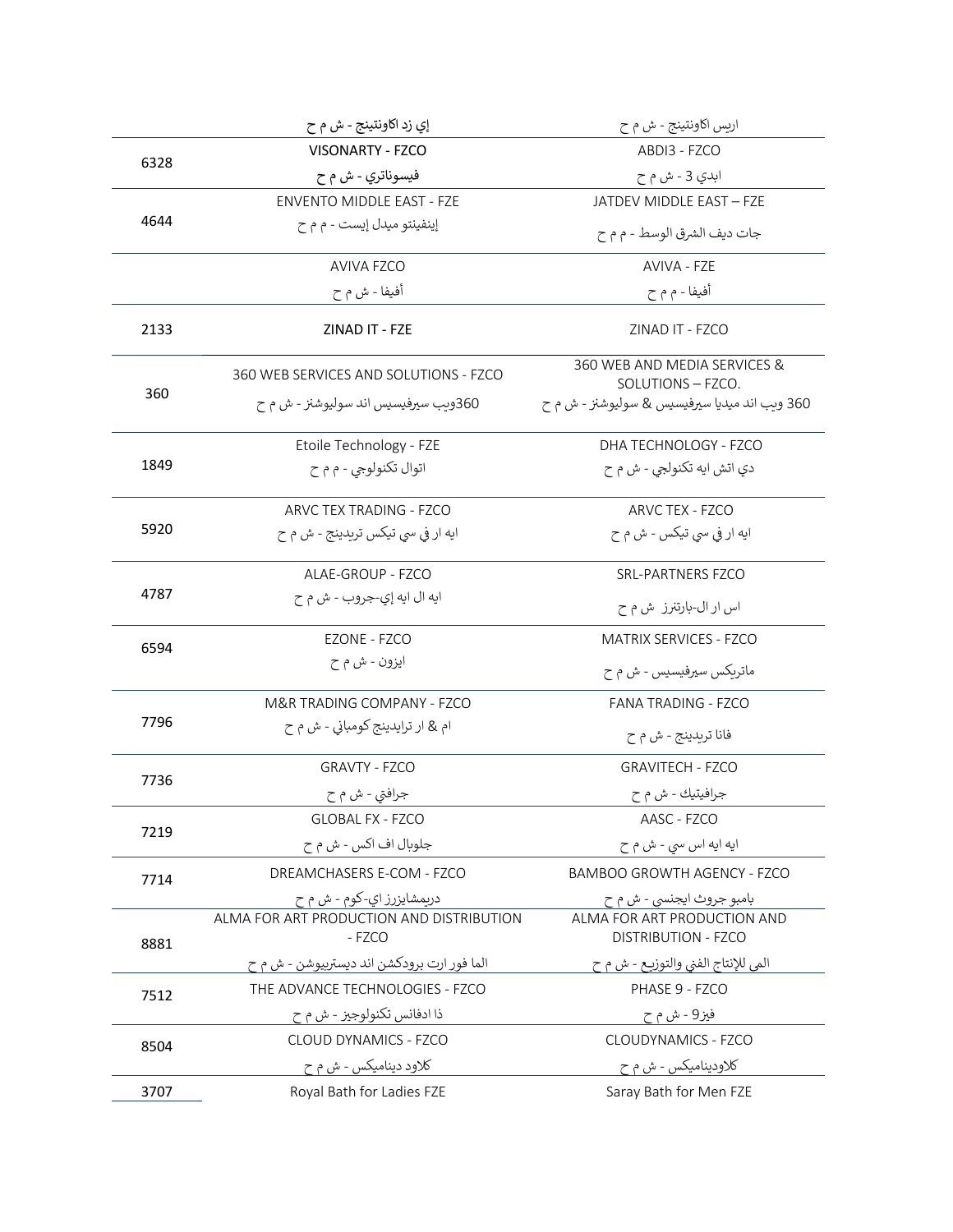| | | |
|---|---|---|
| | إي زد اكاونتينج - ش م ح | اريس اكاونتينج - ش م ح |
| 6328 | VISONARTY - FZCO<br>فيسوناتري - ش م ح | ABDI3 - FZCO<br>ابدي 3 - ش م ح |
| 4644 | ENVENTO MIDDLE EAST - FZE<br>إينفينتو ميدل إيست - م م ح | JATDEV MIDDLE EAST – FZE<br>جات ديف الشرق الوسط - م م ح |
| | AVIVA FZCO<br>أفيفا - ش م ح | AVIVA - FZE<br>أفيفا - م م ح |
| 2133 | ZINAD IT - FZE | ZINAD IT - FZCO |
| 360 | 360 WEB SERVICES AND SOLUTIONS - FZCO<br>360ويب سيرفيسيس اند سوليوشنز - ش م ح | 360 WEB AND MEDIA SERVICES & SOLUTIONS – FZCO.<br>360 ويب اند ميديا سيرفيسيس & سوليوشنز - ش م ح |
| 1849 | Etoile Technology - FZE<br>اتوال تكنولوجي - م م ح | DHA TECHNOLOGY - FZCO<br>دي اتش ايه تكنولجي - ش م ح |
| 5920 | ARVC TEX TRADING - FZCO<br>ايه ار في سي تيكس تريدينج - ش م ح | ARVC TEX - FZCO<br>ايه ار في سي تيكس - ش م ح |
| 4787 | ALAE-GROUP - FZCO<br>ايه ال ايه إي-جروب - ش م ح | SRL-PARTNERS FZCO<br>اس ار ال-بارتنرز ش م ح |
| 6594 | EZONE - FZCO<br>ايزون - ش م ح | MATRIX SERVICES - FZCO<br>ماتريكس سيرفيسيس - ش م ح |
| 7796 | M&R TRADING COMPANY - FZCO<br>ام & ار ترايدينج كومباني - ش م ح | FANA TRADING - FZCO<br>فانا تريدينج - ش م ح |
| 7736 | GRAVTY - FZCO<br>جرافتي - ش م ح | GRAVITECH - FZCO<br>جرافيتيك - ش م ح |
| 7219 | GLOBAL FX - FZCO<br>جلوبال اف اكس - ش م ح | AASC - FZCO<br>ايه ايه اس سي - ش م ح |
| 7714 | DREAMCHASERS E-COM - FZCO<br>دريمشايزرز اي-كوم - ش م ح | BAMBOO GROWTH AGENCY - FZCO<br>بامبو جروث ايجنسي - ش م ح |
| 8881 | ALMA FOR ART PRODUCTION AND DISTRIBUTION - FZCO<br>الما فور ارت برودكشن اند ديستريبيوشن - ش م ح | ALMA FOR ART PRODUCTION AND DISTRIBUTION - FZCO<br>المى للإنتاج الفني والتوزيع - ش م ح |
| 7512 | THE ADVANCE TECHNOLOGIES - FZCO<br>ذا ادفانس تكنولوجيز - ش م ح | PHASE 9 - FZCO<br>فيز9 - ش م ح |
| 8504 | CLOUD DYNAMICS - FZCO<br>كلاود ديناميكس - ش م ح | CLOUDYNAMICS - FZCO<br>كلاوديناميكس - ش م ح |
| 3707 | Royal Bath for Ladies FZE | Saray Bath for Men FZE |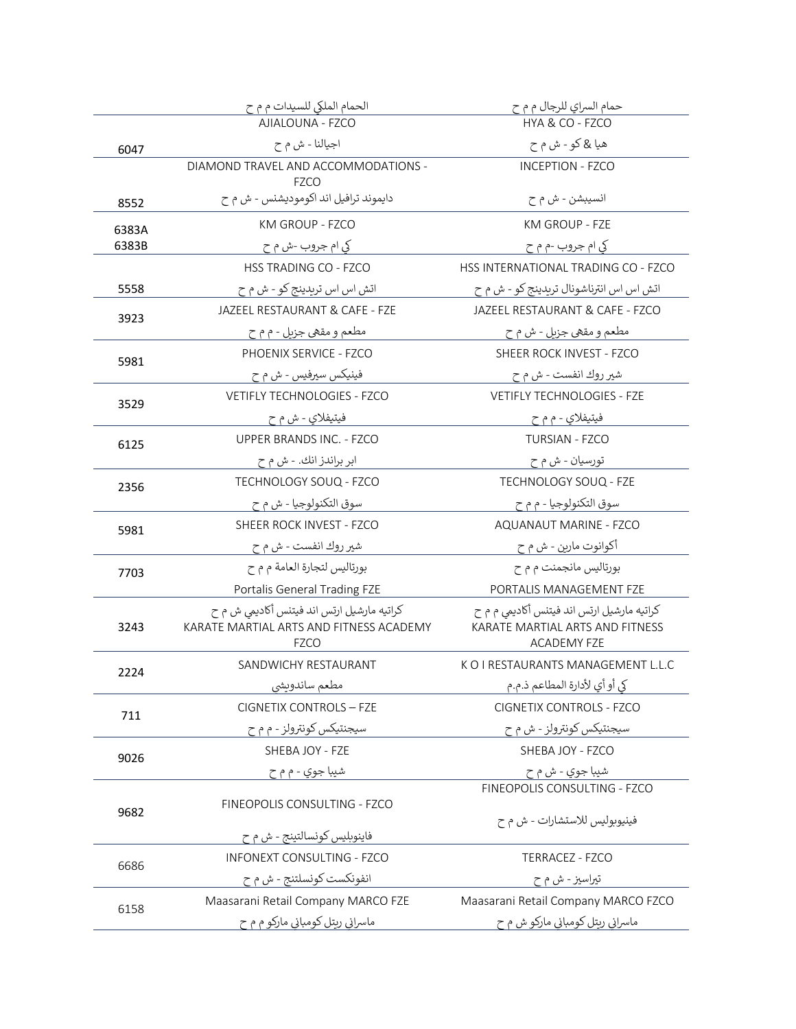| | | |
|---|---|---|
| | الحمام الملكي للسيدات م م ح | حمام السراي للرجال م م ح |
| 6047 | AJIALOUNA - FZCO<br>اجيالنا - ش م ح | HYA & CO - FZCO<br>هيا & كو - ش م ح |
| 8552 | DIAMOND TRAVEL AND ACCOMMODATIONS - FZCO<br>دايموند ترافيل اند اكومودیشنس - ش م ح | INCEPTION - FZCO<br>انسيبشن - ش م ح |
| 6383A<br>6383B | KM GROUP - FZCO<br>كي ام جروب -ش م ح | KM GROUP - FZE<br>كي ام جروب -م م ح |
| 5558 | HSS TRADING CO - FZCO<br>اتش اس اس تريدينج كو - ش م ح | HSS INTERNATIONAL TRADING CO - FZCO<br>اتش اس اس انترناشونال تريدينج كو - ش م ح |
| 3923 | JAZEEL RESTAURANT & CAFE - FZE<br>مطعم و مقهى جزيل - م م ح | JAZEEL RESTAURANT & CAFE - FZCO<br>مطعم و مقهى جزيل - ش م ح |
| 5981 | PHOENIX SERVICE - FZCO<br>فينيكس سيرفيس - ش م ح | SHEER ROCK INVEST - FZCO<br>شير روك انفست - ش م ح |
| 3529 | VETIFLY TECHNOLOGIES - FZCO<br>فيتيفلاي - ش م ح | VETIFLY TECHNOLOGIES - FZE<br>فيتيفلاي - م م ح |
| 6125 | UPPER BRANDS INC. - FZCO<br>ابر براندز انك. - ش م ح | TURSIAN - FZCO<br>تورسيان - ش م ح |
| 2356 | TECHNOLOGY SOUQ - FZCO<br>سوق التكنولوجيا - ش م ح | TECHNOLOGY SOUQ - FZE<br>سوق التكنولوجيا - م م ح |
| 5981 | SHEER ROCK INVEST - FZCO<br>شير روك انفست - ش م ح | AQUANAUT MARINE - FZCO<br>أكوانوت مارين - ش م ح |
| 7703 | بورتاليس لتجارة العامة م م ح<br>Portalis General Trading FZE | بورتاليس مانجمنت م م ح<br>PORTALIS MANAGEMENT FZE |
| 3243 | كراتيه مارشيل ارتس اند فيتنس أكاديمي ش م ح<br>KARATE MARTIAL ARTS AND FITNESS ACADEMY FZCO | كراتيه مارشيل ارتس اند فيتنس أكاديمي م م ح<br>KARATE MARTIAL ARTS AND FITNESS ACADEMY FZE |
| 2224 | SANDWICHY RESTAURANT<br>مطعم ساندويشي | K O I RESTAURANTS MANAGEMENT L.L.C<br>كي أو أي لأدارة المطاعم ذ.م.م |
| 711 | CIGNETIX CONTROLS – FZE<br>سيجنتيكس كونترولز - م م ح | CIGNETIX CONTROLS - FZCO<br>سيجنتيكس كونترولز - ش م ح |
| 9026 | SHEBA JOY - FZE<br>شيبا جوي - م م ح | SHEBA JOY - FZCO<br>شيبا جوي - ش م ح |
| 9682 | FINEOPOLIS CONSULTING - FZCO<br>فاينوبليس كونسالتينج - ش م ح | FINEOPOLIS CONSULTING - FZCO<br>فينيوبوليس للاستشارات - ش م ح |
| 6686 | INFONEXT CONSULTING - FZCO<br>انفونكست كونسلتنج - ش م ح | TERRACEZ - FZCO<br>تيراسيز - ش م ح |
| 6158 | Maasarani Retail Company MARCO FZE<br>ماسراني ريتل كومباني ماركو م م ح | Maasarani Retail Company MARCO FZCO<br>ماسراني ريتل كومباني ماركو ش م ح |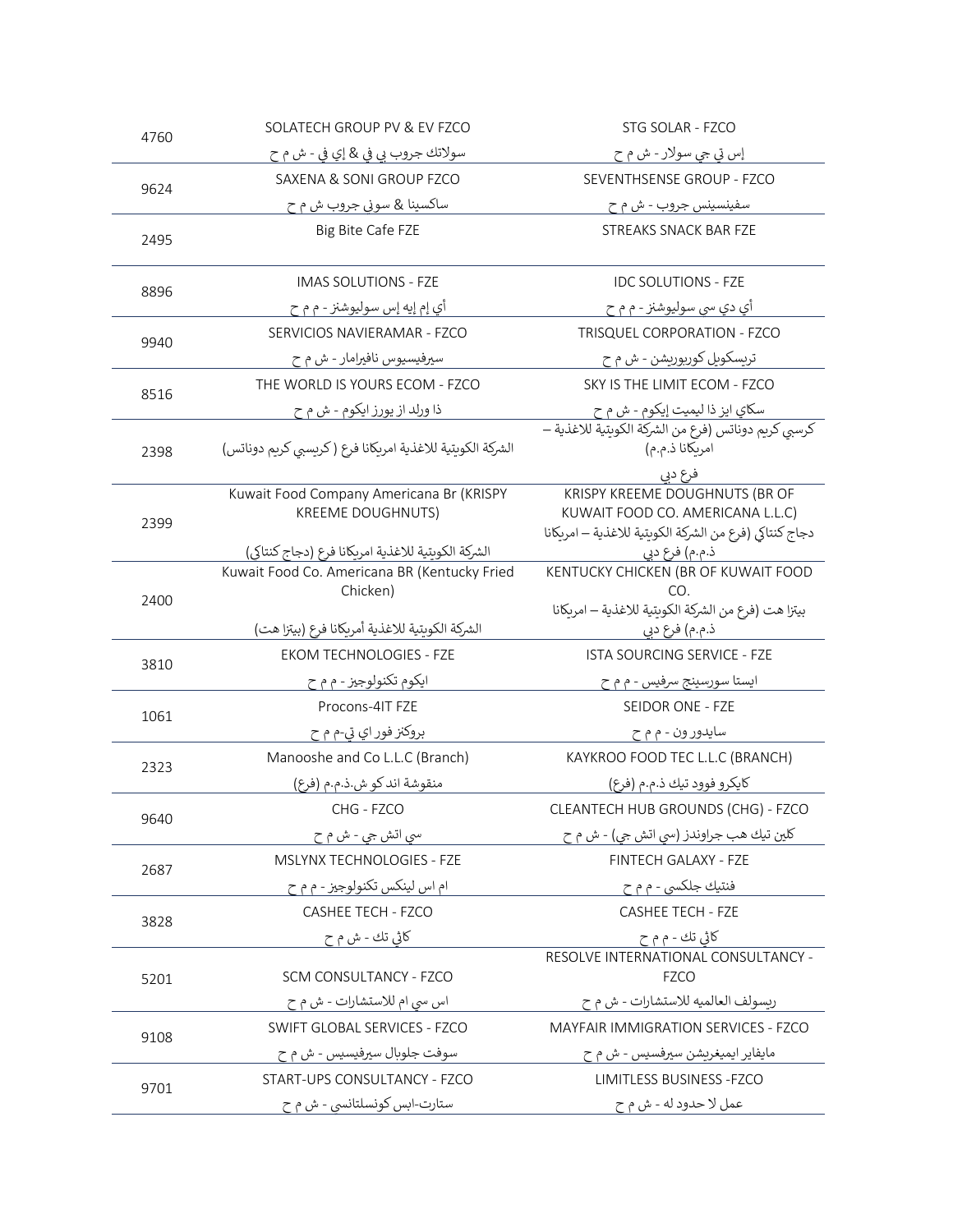| | | |
|---|---|---|
| 4760 | SOLATECH GROUP PV & EV FZCO<br>سولاتك جروب بي في & إي في - ش م ح | STG SOLAR - FZCO<br>إس تي جي سولار - ش م ح |
| 9624 | SAXENA & SONI GROUP FZCO<br>ساكسينا & سوني جروب ش م ح | SEVENTHSENSE GROUP - FZCO<br>سفينسينس جروب - ش م ح |
| 2495 | Big Bite Cafe FZE | STREAKS SNACK BAR FZE |
| 8896 | IMAS SOLUTIONS - FZE<br>أي إم إيه إس سوليوشنز - م م ح | IDC SOLUTIONS - FZE<br>أي دي سي سوليوشنز - م م ح |
| 9940 | SERVICIOS NAVIERAMAR - FZCO<br>سيرفيسيوس نافيرامار - ش م ح | TRISQUEL CORPORATION - FZCO<br>تريسكويل كوربوريشن - ش م ح |
| 8516 | THE WORLD IS YOURS ECOM - FZCO<br>ذا ورلد از يورز ايكوم - ش م ح | SKY IS THE LIMIT ECOM - FZCO<br>سكاي ايز ذا ليميت إيكوم - ش م ح |
| 2398 | الشركة الكويتية للاغذية امريكانا فرع ( كريسبي كريم دوناتس) | كرسبي كريم دوناتس (فرع من الشركة الكويتية للاغذية – امريكانا ذ.م.م)<br>فرع دبي |
| 2399 | Kuwait Food Company Americana Br (KRISPY KREEME DOUGHNUTS)<br>الشركة الكويتية للاغذية امريكانا فرع (دجاج كنتاكي) | KRISPY KREEME DOUGHNUTS (BR OF KUWAIT FOOD CO. AMERICANA L.L.C)<br>دجاج كنتاكي (فرع من الشركة الكويتية للاغذية – امريكانا ذ.م.م) فرع دبي |
| 2400 | Kuwait Food Co. Americana BR (Kentucky Fried Chicken)<br>الشركة الكويتية للاغذية أمريكانا فرع (بيتزا هت) | KENTUCKY CHICKEN (BR OF KUWAIT FOOD CO.<br>بيتزا هت (فرع من الشركة الكويتية للاغذية – امريكانا ذ.م.م) فرع دبي |
| 3810 | EKOM TECHNOLOGIES - FZE<br>ايكوم تكنولوجيز - م م ح | ISTA SOURCING SERVICE - FZE<br>ايستا سورسينج سرفيس - م م ح |
| 1061 | Procons-4IT FZE<br>بروكنز فور اي تي-م م ح | SEIDOR ONE - FZE<br>سايدور ون - م م ح |
| 2323 | Manooshe and Co L.L.C (Branch)<br>منقوشة اند كو ش.ذ.م.م (فرع) | KAYKROO FOOD TEC L.L.C (BRANCH)<br>كايكرو فوود تيك ذ.م.م (فرع) |
| 9640 | CHG - FZCO<br>سي اتش جي - ش م ح | CLEANTECH HUB GROUNDS (CHG) - FZCO<br>كلين تيك هب جراوندز (سي اتش جي) - ش م ح |
| 2687 | MSLYNX TECHNOLOGIES - FZE<br>ام اس لينكس تكنولوجيز - م م ح | FINTECH GALAXY - FZE<br>فنتيك جلكسي - م م ح |
| 3828 | CASHEE TECH - FZCO<br>كاشي تك - ش م ح | CASHEE TECH - FZE<br>كاشي تك - م م ح |
| 5201 | SCM CONSULTANCY - FZCO<br>اس سي ام للاستشارات - ش م ح | RESOLVE INTERNATIONAL CONSULTANCY - FZCO<br>ريسولف العالميه للاستشارات - ش م ح |
| 9108 | SWIFT GLOBAL SERVICES - FZCO<br>سوفت جلوبال سيرفيسيس - ش م ح | MAYFAIR IMMIGRATION SERVICES - FZCO<br>مايفاير ايميغريشن سيرفسيس - ش م ح |
| 9701 | START-UPS CONSULTANCY - FZCO<br>ستارت-ابس كونسلتانسي - ش م ح | LIMITLESS BUSINESS -FZCO<br>عمل لا حدود له - ش م ح |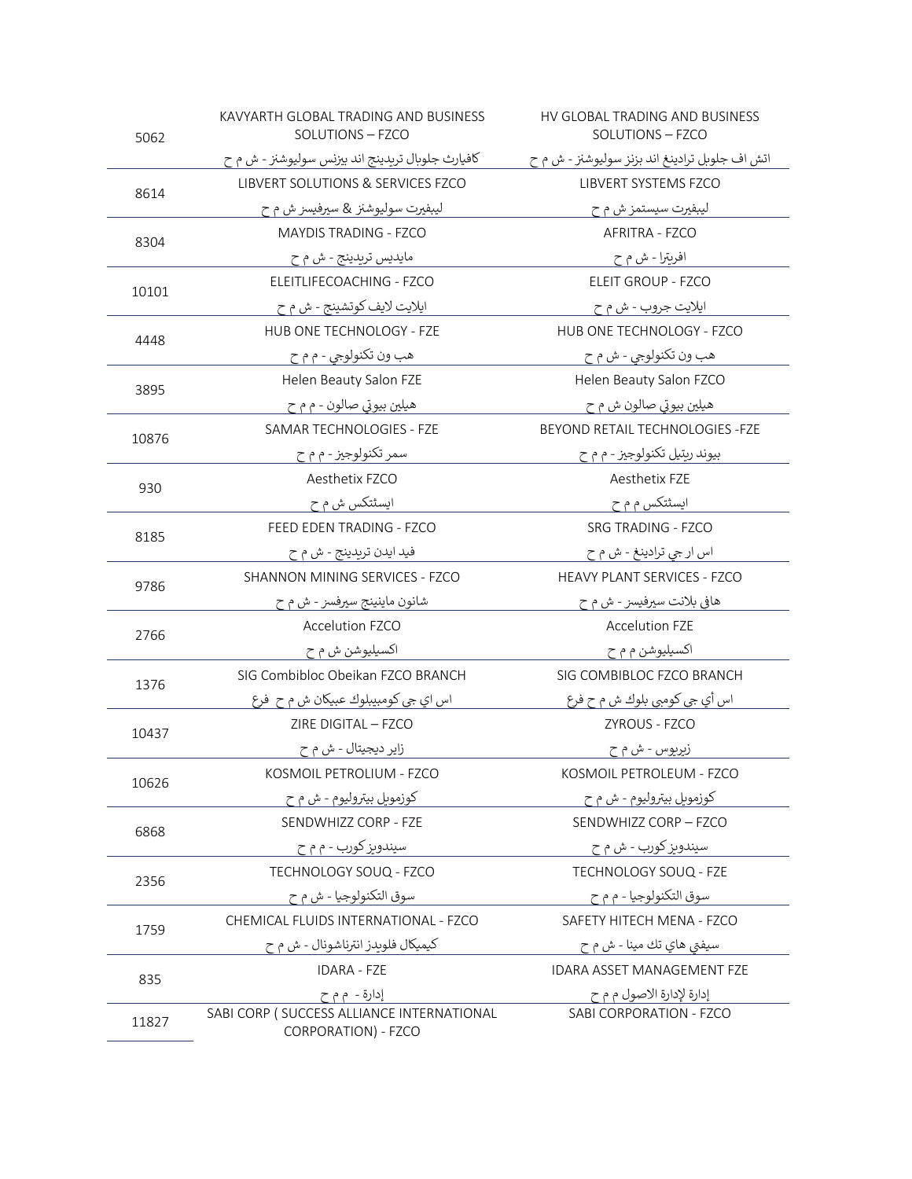| | | |
|---|---|---|
| 5062 | KAVYARTH GLOBAL TRADING AND BUSINESS SOLUTIONS – FZCO<br>كافيارث جلوبال تريدينج اند بيزنس سوليوشنز - ش م ح | HV GLOBAL TRADING AND BUSINESS SOLUTIONS – FZCO<br>اتش اف جلوبل ترادينغ اند بزنز سوليوشنز - ش م ح |
| 8614 | LIBVERT SOLUTIONS & SERVICES FZCO<br>ليبفيرت سوليوشنز & سيرفيسز ش م ح | LIBVERT SYSTEMS FZCO<br>ليبفيرت سيستمز ش م ح |
| 8304 | MAYDIS TRADING - FZCO<br>مايديس تريدينج - ش م ح | AFRITRA - FZCO<br>افريترا - ش م ح |
| 10101 | ELEITLIFECOACHING - FZCO<br>ايلايت لايف كوتشينج - ش م ح | ELEIT GROUP - FZCO<br>ايلايت جروب - ش م ح |
| 4448 | HUB ONE TECHNOLOGY - FZE<br>هب ون تكنولوجي - م م ح | HUB ONE TECHNOLOGY - FZCO<br>هب ون تكنولوجي - ش م ح |
| 3895 | Helen Beauty Salon FZE<br>هيلين بيوتي صالون - م م ح | Helen Beauty Salon FZCO<br>هيلين بيوتي صالون ش م ح |
| 10876 | SAMAR TECHNOLOGIES - FZE<br>سمر تكنولوجيز - م م ح | BEYOND RETAIL TECHNOLOGIES -FZE<br>بيوند ريتيل تكنولوجيز - م م ح |
| 930 | Aesthetix FZCO<br>ايسثتكس ش م ح | Aesthetix FZE<br>ايسثتكس م م ح |
| 8185 | FEED EDEN TRADING - FZCO<br>فيد ايدن تريدينج - ش م ح | SRG TRADING - FZCO<br>اس ار جي ترادينغ - ش م ح |
| 9786 | SHANNON MINING SERVICES - FZCO<br>شانون ماينينج سيرفسز - ش م ح | HEAVY PLANT SERVICES - FZCO<br>هافي بلانت سيرفيسز - ش م ح |
| 2766 | Accelution FZCO<br>اكسيليوشن ش م ح | Accelution FZE<br>اكسيليوشن م م ح |
| 1376 | SIG Combibloc Obeikan FZCO BRANCH<br>اس اي جي كومبيبلوك عبيكان ش م ح فرع | SIG COMBIBLOC FZCO BRANCH<br>اس أي جي كومبي بلوك ش م ح فرع |
| 10437 | ZIRE DIGITAL – FZCO<br>زاير ديجيتال - ش م ح | ZYROUS - FZCO<br>زيريوس - ش م ح |
| 10626 | KOSMOIL PETROLIUM - FZCO<br>كوزمويل بيتروليوم - ش م ح | KOSMOIL PETROLEUM - FZCO<br>كوزمويل بيترليوم - ش م ح |
| 6868 | SENDWHIZZ CORP - FZE<br>سيندويز كورب - م م ح | SENDWHIZZ CORP – FZCO<br>سيندويز كورب - ش م ح |
| 2356 | TECHNOLOGY SOUQ - FZCO<br>سوق التكنولوجيا - ش م ح | TECHNOLOGY SOUQ - FZE<br>سوق التكنولوجيا - م م ح |
| 1759 | CHEMICAL FLUIDS INTERNATIONAL - FZCO<br>كيميكال فلويدز انترناشونال - ش م ح | SAFETY HITECH MENA - FZCO<br>سيفتي هاي تك مينا - ش م ح |
| 835 | IDARA - FZE<br>إدارة - م م ح | IDARA ASSET MANAGEMENT FZE<br>إدارة لإدارة الاصول م م ح |
| 11827 | SABI CORP ( SUCCESS ALLIANCE INTERNATIONAL CORPORATION) - FZCO | SABI CORPORATION - FZCO |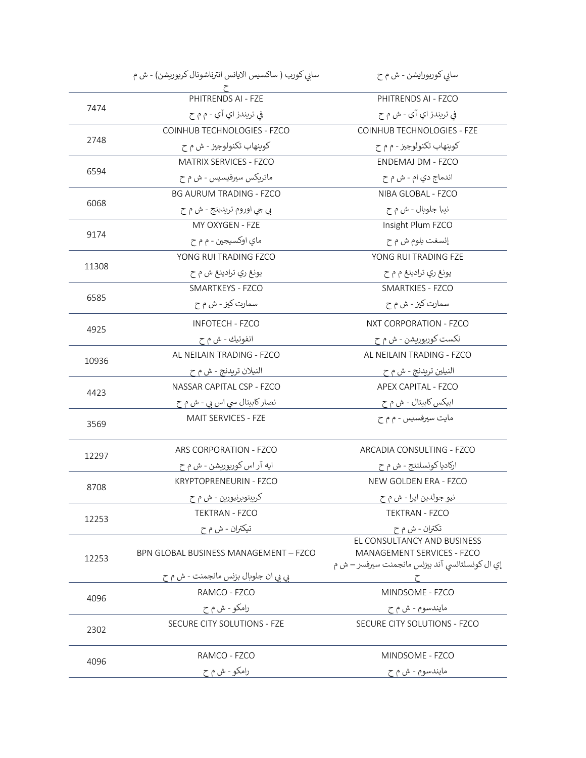| | سابي كورب ( ساكسيس الايانس انترناشونال كربوريشن) - ش م ح | سابي كوربورايشن - ش م ح |
|---|---|---|
| 7474 | PHITRENDS AI - FZE<br>في تريندز اي آي - م م ح | PHITRENDS AI - FZCO<br>في تريندز اي آي - ش م ح |
| 2748 | COINHUB TECHNOLOGIES - FZCO<br>كوينهاب تكنولوجيز - ش م ح | COINHUB TECHNOLOGIES - FZE<br>كوينهاب تكنولوجيز - م م ح |
| 6594 | MATRIX SERVICES - FZCO<br>ماتريكس سيرفيسيس - ش م ح | ENDEMAJ DM - FZCO<br>اندماج دي ام - ش م ح |
| 6068 | BG AURUM TRADING - FZCO<br>بي جي اوروم تريدينج - ش م ح | NIBA GLOBAL - FZCO<br>نيبا جلوبال - ش م ح |
| 9174 | MY OXYGEN - FZE<br>ماي اوكسيجين - م م ح | Insight Plum FZCO<br>إنسغت بلوم ش م ح |
| 11308 | YONG RUI TRADING FZCO<br>يونغ ري ترادينغ ش م ح | YONG RUI TRADING FZE<br>يونغ ري ترادينغ م م ح |
| 6585 | SMARTKEYS - FZCO<br>سمارت كيز - ش م ح | SMARTKIES - FZCO<br>سمارت كيز - ش م ح |
| 4925 | INFOTECH - FZCO<br>انفوتيك - ش م ح | NXT CORPORATION - FZCO<br>نكست كوربوريشن - ش م ح |
| 10936 | AL NEILAIN TRADING - FZCO<br>النيلان تريدنج - ش م ح | AL NEILAIN TRADING - FZCO<br>النيلين تريدنج - ش م ح |
| 4423 | NASSAR CAPITAL CSP - FZCO<br>نصار كابيتال سي اس بي - ش م ح | APEX CAPITAL - FZCO<br>ابيكس كابيتال - ش م ح |
| 3569 | MAIT SERVICES - FZE | مايت سيرفسيس - م م ح |
| 12297 | ARS CORPORATION - FZCO<br>ايه آر اس كوربوريشن - ش م ح | ARCADIA CONSULTING - FZCO<br>اركاديا كونسلتنج - ش م ح |
| 8708 | KRYPTOPRENEURIN - FZCO<br>كريبتوبرنيورين - ش م ح | NEW GOLDEN ERA - FZCO<br>نيو جولدين ايرا - ش م ح |
| 12253 | TEKTRAN - FZCO<br>تيكتران - ش م ح | TEKTRAN - FZCO<br>تكتران - ش م ح |
| 12253 | BPN GLOBAL BUSINESS MANAGEMENT – FZCO<br>بي بي ان جلوبال بزنس مانجمنت - ش م ح | EL CONSULTANCY AND BUSINESS MANAGEMENT SERVICES - FZCO<br>إي ال كونسلتانسي آند بيزنس مانجمنت سيرفسز – ش م ح |
| 4096 | RAMCO - FZCO<br>رامكو - ش م ح | MINDSOME - FZCO<br>مايندسوم - ش م ح |
| 2302 | SECURE CITY SOLUTIONS - FZE | SECURE CITY SOLUTIONS - FZCO |
| 4096 | RAMCO - FZCO<br>رامكو - ش م ح | MINDSOME - FZCO<br>مايندسوم - ش م ح |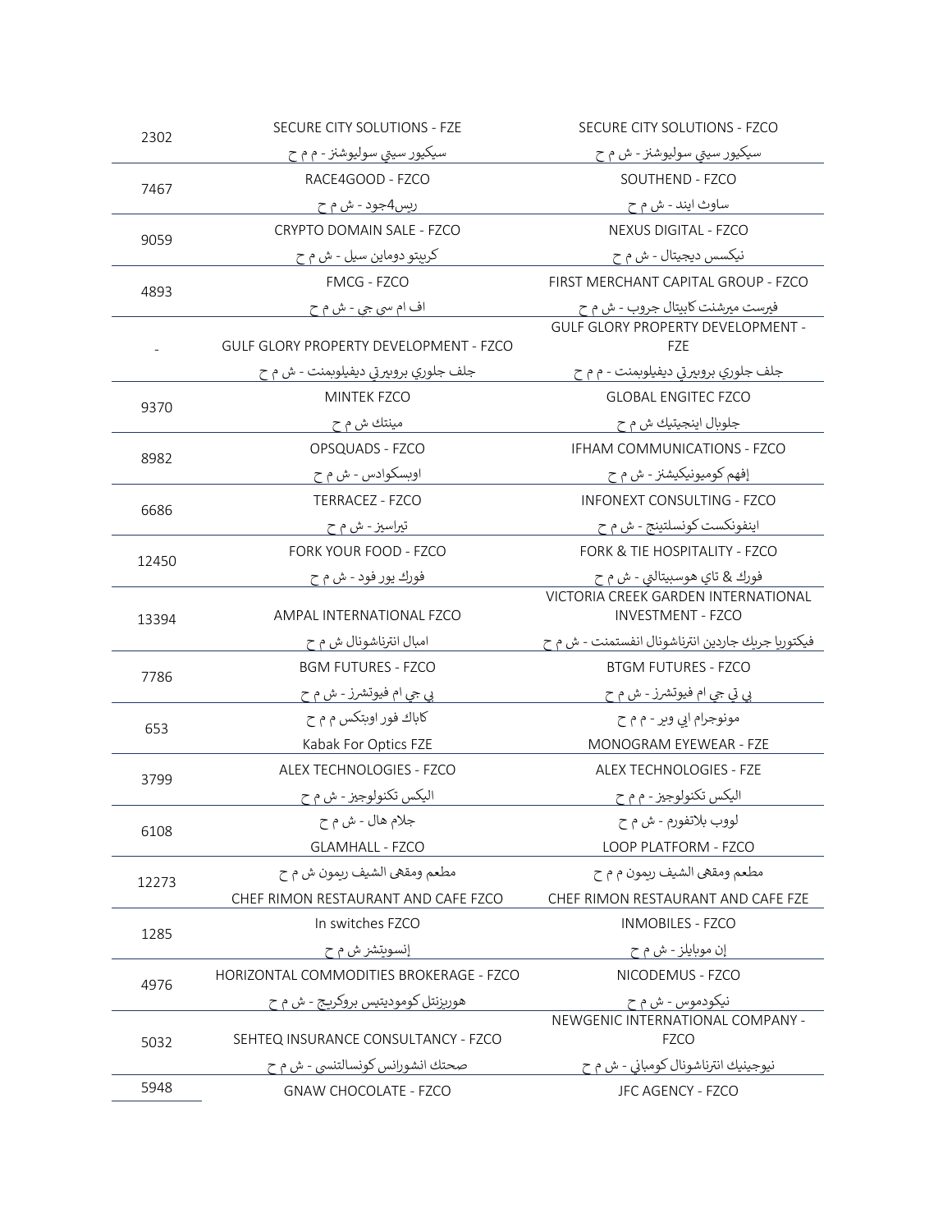| | | |
|---|---|---|
| 2302 | SECURE CITY SOLUTIONS - FZE<br>سيكيور سيتي سوليوشنز - م م ح | SECURE CITY SOLUTIONS - FZCO<br>سيكيور سيتي سوليوشنز - ش م ح |
| 7467 | RACE4GOOD - FZCO<br>ريس4جود - ش م ح | SOUTHEND - FZCO<br>ساوث ايند - ش م ح |
| 9059 | CRYPTO DOMAIN SALE - FZCO<br>كريبتو دوماين سيل - ش م ح | NEXUS DIGITAL - FZCO<br>نيكسس ديجيتال - ش م ح |
| 4893 | FMCG - FZCO<br>اف ام سي جي - ش م ح | FIRST MERCHANT CAPITAL GROUP - FZCO<br>فيرست ميرشنت كابيتال جروب - ش م ح |
| - | GULF GLORY PROPERTY DEVELOPMENT - FZCO<br>جلف جلوري بروبيرتي ديفيلوبمنت - ش م ح | GULF GLORY PROPERTY DEVELOPMENT - FZE<br>جلف جلوري بروبيرتي ديفيلوبمنت - م م ح |
| 9370 | MINTEK FZCO<br>مينتك ش م ح | GLOBAL ENGITEC FZCO<br>جلوبال اينجيتيك ش م ح |
| 8982 | OPSQUADS - FZCO<br>اوبسكوادس - ش م ح | IFHAM COMMUNICATIONS - FZCO<br>إفهم كوميونيكيشنز - ش م ح |
| 6686 | TERRACEZ - FZCO<br>تيراسيز - ش م ح | INFONEXT CONSULTING - FZCO<br>اينفونكست كونسلتينج - ش م ح |
| 12450 | FORK YOUR FOOD - FZCO<br>فورك يور فود - ش م ح | FORK & TIE HOSPITALITY - FZCO<br>فورك & تاي هوسبيتالتي - ش م ح |
| 13394 | AMPAL INTERNATIONAL FZCO<br>امبال انترناشونال ش م ح | VICTORIA CREEK GARDEN INTERNATIONAL INVESTMENT - FZCO<br>فيكتوريا جريك جاردين انترناشونال انفستمنت - ش م ح |
| 7786 | BGM FUTURES - FZCO<br>بي جي ام فيوتشرز - ش م ح | BTGM FUTURES - FZCO<br>بي تي جي ام فيوتشرز - ش م ح |
| 653 | كاباك فور اوبتكس م م ح<br>Kabak For Optics FZE | مونوجرام اي وير - م م ح<br>MONOGRAM EYEWEAR - FZE |
| 3799 | ALEX TECHNOLOGIES - FZCO<br>اليكس تكنولوجيز - ش م ح | ALEX TECHNOLOGIES - FZE<br>اليكس تكنولوجيز - م م ح |
| 6108 | جلام هال - ش م ح<br>GLAMHALL - FZCO | لووب بلاتفورم - ش م ح<br>LOOP PLATFORM - FZCO |
| 12273 | مطعم ومقهى الشيف ريمون ش م ح<br>CHEF RIMON RESTAURANT AND CAFE FZCO | مطعم ومقهى الشيف ريمون م م ح<br>CHEF RIMON RESTAURANT AND CAFE FZE |
| 1285 | In switches FZCO<br>إنسويتشز ش م ح | INMOBILES - FZCO<br>إن موبايلز - ش م ح |
| 4976 | HORIZONTAL COMMODITIES BROKERAGE - FZCO<br>هوريزنتل كوموديتيس بروكريج - ش م ح | NICODEMUS - FZCO<br>نيكوديموس - ش م ح |
| 5032 | SEHTEQ INSURANCE CONSULTANCY - FZCO<br>صحتك انشورانس كونسالتنسي - ش م ح | NEWGENIC INTERNATIONAL COMPANY - FZCO<br>نيوجينيك انترناشونال كومباني - ش م ح |
| 5948 | GNAW CHOCOLATE - FZCO | JFC AGENCY - FZCO |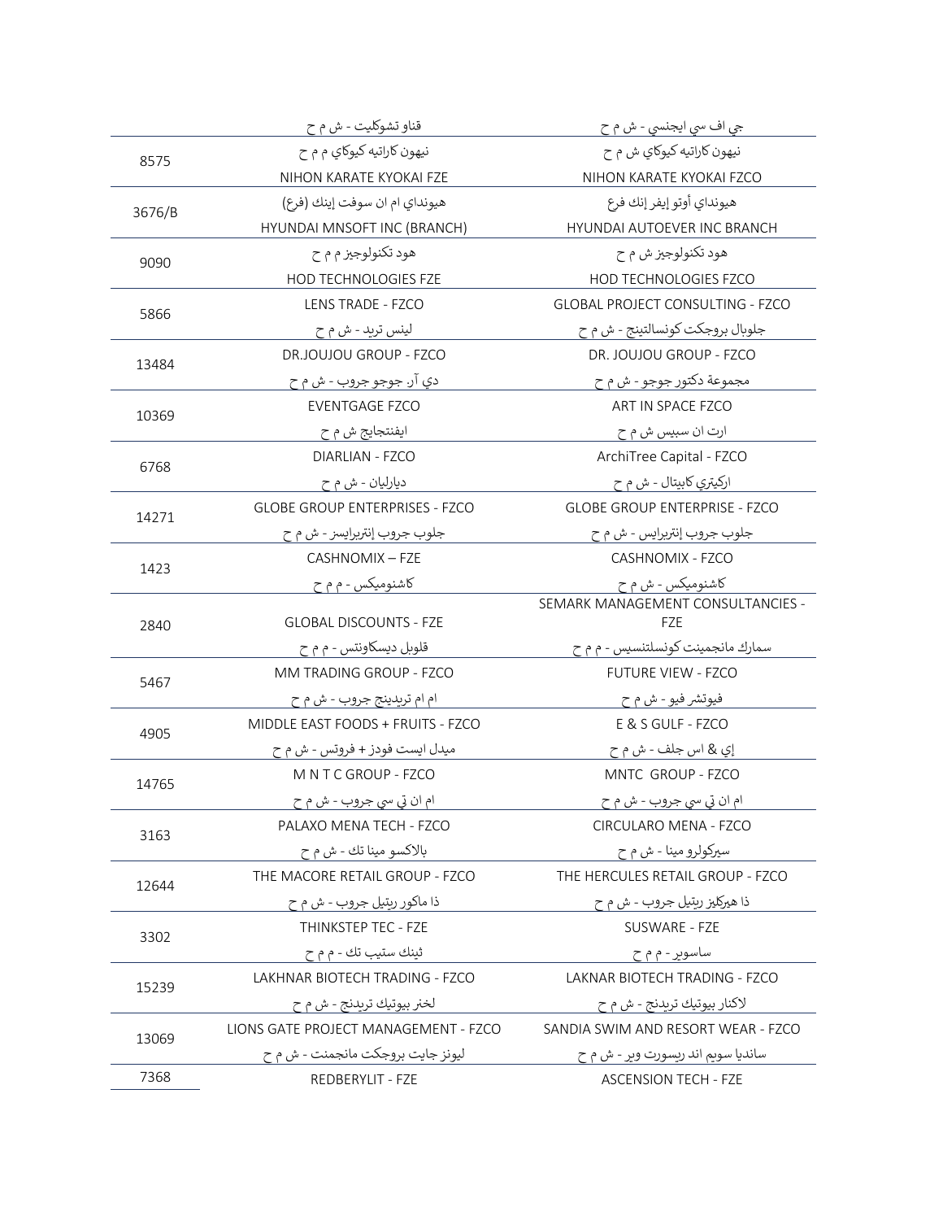| | | |
|---|---|---|
| | قناو تشوكليت - ش م ح | جي اف سي ايجنسي - ش م ح |
| 8575 | نيهون كاراتيه كيوكاي م م ح | نيهون كاراتيه كيوكاي ش م ح |
| | NIHON KARATE KYOKAI FZE | NIHON KARATE KYOKAI FZCO |
| 3676/B | هيونداي ام ان سوفت إينك (فرع) | هيونداي أوتو إيفر إنك فرع |
| | HYUNDAI MNSOFT INC (BRANCH) | HYUNDAI AUTOEVER INC BRANCH |
| 9090 | هود تكنولوجيز م م ح | هود تكنولوجيز ش م ح |
| | HOD TECHNOLOGIES FZE | HOD TECHNOLOGIES FZCO |
| 5866 | LENS TRADE - FZCO | GLOBAL PROJECT CONSULTING - FZCO |
| | لينس تريد - ش م ح | جلوبال بروجكت كونسالتينج - ش م ح |
| 13484 | DR.JOUJOU GROUP - FZCO | DR. JOUJOU GROUP - FZCO |
| | دي آر. جوجو جروب - ش م ح | مجموعة دكتور جوجو - ش م ح |
| 10369 | EVENTGAGE FZCO | ART IN SPACE FZCO |
| | ايفنتجايج ش م ح | ارت ان سبيس ش م ح |
| 6768 | DIARLIAN - FZCO | ArchiTree Capital - FZCO |
| | ديارليان - ش م ح | اركيتري كابيتال - ش م ح |
| 14271 | GLOBE GROUP ENTERPRISES - FZCO | GLOBE GROUP ENTERPRISE - FZCO |
| | جلوب جروب إنتربرايسز - ش م ح | جلوب جروب إنتربرايس - ش م ح |
| 1423 | CASHNOMIX – FZE | CASHNOMIX - FZCO |
| | كاشنوميكس - م م ح | كاشنوميكس - ش م ح |
| 2840 | GLOBAL DISCOUNTS - FZE | SEMARK MANAGEMENT CONSULTANCIES - FZE |
| | قلوبل ديسكاونتس - م م ح | سمارك مانجمينت كونسلتنسيس - م م ح |
| 5467 | MM TRADING GROUP - FZCO | FUTURE VIEW - FZCO |
| | ام ام تريدينج جروب - ش م ح | فيوتشر فيو - ش م ح |
| 4905 | MIDDLE EAST FOODS + FRUITS - FZCO | E & S GULF - FZCO |
| | ميدل ايست فودز + فروتس - ش م ح | إي & اس جلف - ش م ح |
| 14765 | M N T C GROUP - FZCO | MNTC GROUP - FZCO |
| | ام ان تي سي جروب - ش م ح | ام ان تي سي جروب - ش م ح |
| 3163 | PALAXO MENA TECH - FZCO | CIRCULARO MENA - FZCO |
| | بالاكسو مينا تك - ش م ح | سيركولرو مينا - ش م ح |
| 12644 | THE MACORE RETAIL GROUP - FZCO | THE HERCULES RETAIL GROUP - FZCO |
| | ذا ماكور ريتيل جروب - ش م ح | ذا هيركليز ريتيل جروب - ش م ح |
| 3302 | THINKSTEP TEC - FZE | SUSWARE - FZE |
| | ثينك ستيب تك - م م ح | ساسوير - م م ح |
| 15239 | LAKHNAR BIOTECH TRADING - FZCO | LAKNAR BIOTECH TRADING - FZCO |
| | لخنر بيوتيك تريدنج - ش م ح | لاكنار بيوتيك تريدنج - ش م ح |
| 13069 | LIONS GATE PROJECT MANAGEMENT - FZCO | SANDIA SWIM AND RESORT WEAR - FZCO |
| | ليونز جايت بروجكت مانجمنت - ش م ح | سانديا سويم اند ريسورت وير - ش م ح |
| 7368 | REDBERYLIT - FZE | ASCENSION TECH - FZE |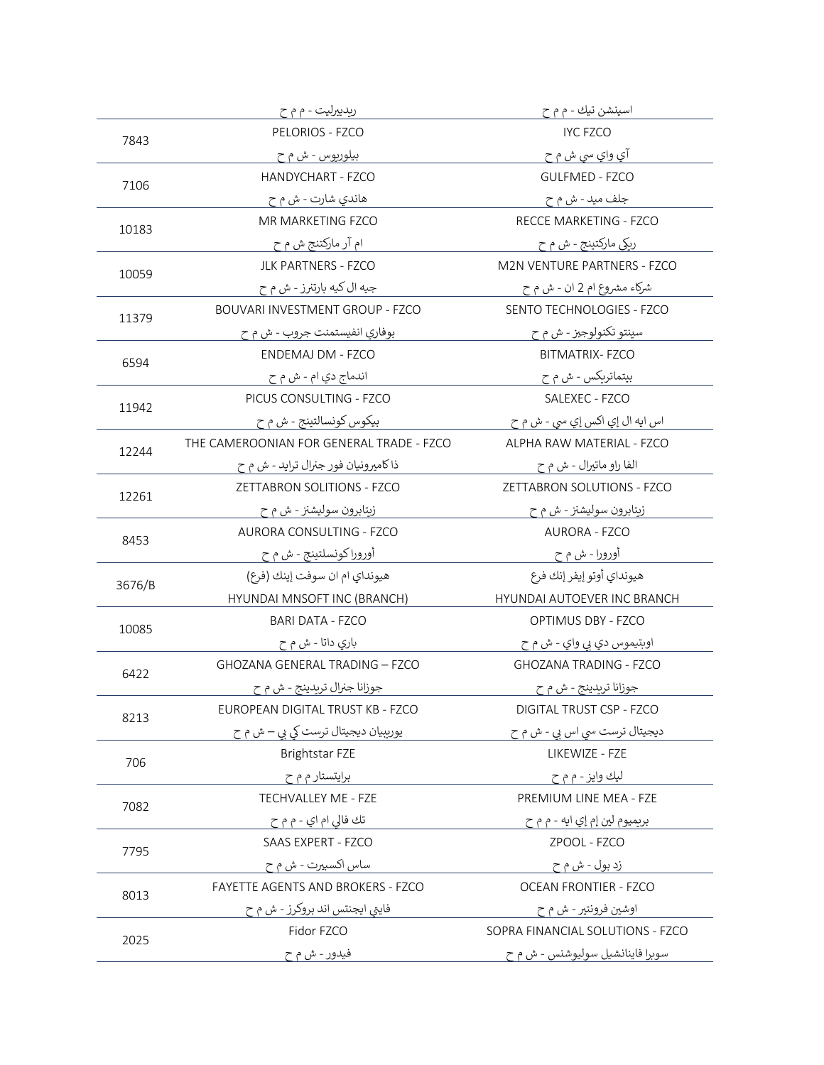| | | |
|---|---|---|
| | ريديبرليت - م م ح | اسينشن تيك - م م ح |
| 7843 | PELORIOS - FZCO | IYC FZCO |
| | بيلوريوس - ش م ح | آي واي سي ش م ح |
| 7106 | HANDYCHART - FZCO | GULFMED - FZCO |
| | هاندي شارت - ش م ح | جلف ميد - ش م ح |
| 10183 | MR MARKETING FZCO | RECCE MARKETING - FZCO |
| | ام آر ماركتنج ش م ح | ريكي ماركتينج - ش م ح |
| 10059 | JLK PARTNERS - FZCO | M2N VENTURE PARTNERS - FZCO |
| | جيه ال كيه بارتنرز - ش م ح | شركاء مشروع ام 2 ان - ش م ح |
| 11379 | BOUVARI INVESTMENT GROUP - FZCO | SENTO TECHNOLOGIES - FZCO |
| | بوفاري انفيستمنت جروب - ش م ح | سينتو تكنولوجيز - ش م ح |
| 6594 | ENDEMAJ DM - FZCO | BITMATRIX- FZCO |
| | اندماج دي ام - ش م ح | بيتماتريكس - ش م ح |
| 11942 | PICUS CONSULTING - FZCO | SALEXEC - FZCO |
| | بيكوس كونسالتينج - ش م ح | اس ايه ال إي اكس إي سي - ش م ح |
| 12244 | THE CAMEROONIAN FOR GENERAL TRADE - FZCO | ALPHA RAW MATERIAL - FZCO |
| | ذا كاميرونيان فور جنرال ترايد - ش م ح | الفا راو ماتيرال - ش م ح |
| 12261 | ZETTABRON SOLITIONS - FZCO | ZETTABRON SOLUTIONS - FZCO |
| | زيتابرون سوليشنز - ش م ح | زيتابرون سوليشنز - ش م ح |
| 8453 | AURORA CONSULTING - FZCO | AURORA - FZCO |
| | أورورا كونسلتينج - ش م ح | أورورا - ش م ح |
| 3676/B | هيونداي ام ان سوفت إينك (فرع) | هيونداي أوتو إيفر إنك فرع |
| | HYUNDAI MNSOFT INC (BRANCH) | HYUNDAI AUTOEVER INC BRANCH |
| 10085 | BARI DATA - FZCO | OPTIMUS DBY - FZCO |
| | باري داتا - ش م ح | اوبتيموس دي بي واي - ش م ح |
| 6422 | GHOZANA GENERAL TRADING – FZCO | GHOZANA TRADING - FZCO |
| | جوزانا جنرال تريدينج - ش م ح | جوزانا تريدينج - ش م ح |
| 8213 | EUROPEAN DIGITAL TRUST KB - FZCO | DIGITAL TRUST CSP - FZCO |
| | يوريبيان ديجيتال ترست كي بي – ش م ح | ديجيتال ترست سي اس بي - ش م ح |
| 706 | Brightstar FZE | LIKEWIZE - FZE |
| | برايتستار م م ح | ليك وايز - م م ح |
| 7082 | TECHVALLEY ME - FZE | PREMIUM LINE MEA - FZE |
| | تك فالي ام اي - م م ح | بريميوم لين إم إي ايه - م م ح |
| 7795 | SAAS EXPERT - FZCO | ZPOOL - FZCO |
| | ساس اكسبيرت - ش م ح | زد بول - ش م ح |
| 8013 | FAYETTE AGENTS AND BROKERS - FZCO | OCEAN FRONTIER - FZCO |
| | فايتي ايجنتس اند بروكرز - ش م ح | اوشين فرونتير - ش م ح |
| 2025 | Fidor FZCO | SOPRA FINANCIAL SOLUTIONS - FZCO |
| | فيدور - ش م ح | سوبرا فاينانشيل سوليوشنس - ش م ح |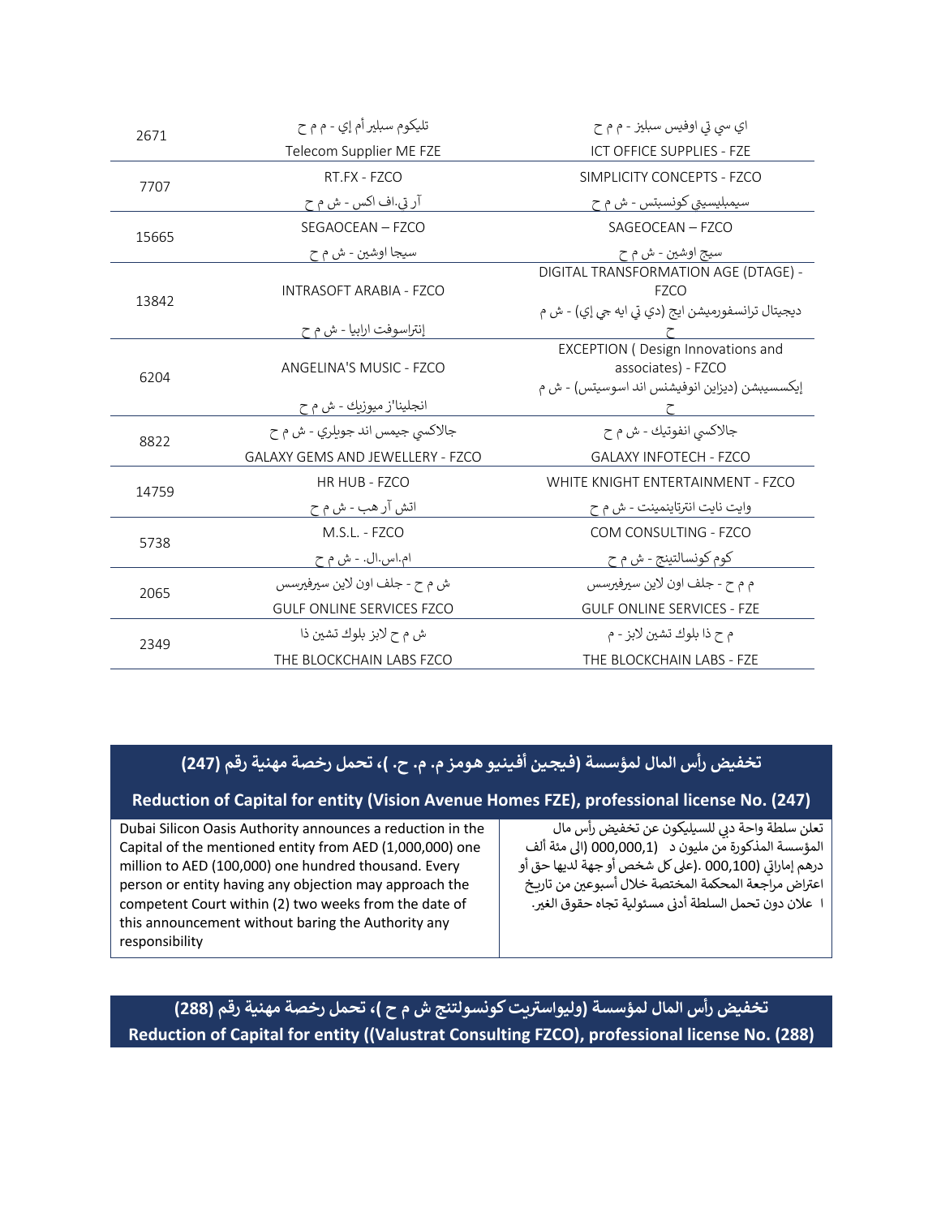| | | |
|---|---|---|
| 2671 | تليكوم سبلير أم إي - م م ح<br>Telecom Supplier ME FZE | اي سي تي اوفيس سبليز - م م ح<br>ICT OFFICE SUPPLIES - FZE |
| 7707 | RT.FX - FZCO<br>آر تي.اف اكس - ش م ح | SIMPLICITY CONCEPTS - FZCO<br>سيمبليسيتي كونسبتس - ش م ح |
| 15665 | SEGAOCEAN – FZCO<br>سيجا اوشين - ش م ح | SAGEOCEAN – FZCO<br>سيج اوشين - ش م ح |
| 13842 | INTRASOFT ARABIA - FZCO<br>إنتراسوفت ارابيا - ش م ح | DIGITAL TRANSFORMATION AGE (DTAGE) - FZCO<br>ديجيتال ترانسفورميشن ايج (دي تي ايه جي إي) - ش م ح |
| 6204 | ANGELINA'S MUSIC - FZCO<br>انجلينا'ز ميوزيك - ش م ح | EXCEPTION ( Design Innovations and associates) - FZCO<br>إيكسسيبشن (ديزاين انوفيشنس اند اسوسيتس) - ش م ح |
| 8822 | جالاكسي جيمس اند جويلري - ش م ح<br>GALAXY GEMS AND JEWELLERY - FZCO | جالاكسي انفوتيك - ش م ح<br>GALAXY INFOTECH - FZCO |
| 14759 | HR HUB - FZCO<br>اتش آر هب - ش م ح | WHITE KNIGHT ENTERTAINMENT - FZCO<br>وايت نايت انترتاينمينت - ش م ح |
| 5738 | M.S.L. - FZCO<br>ام.اس.ال. - ش م ح | COM CONSULTING - FZCO<br>كوم كونسالتينج - ش م ح |
| 2065 | ش م ح - جلف اون لاين سيرفيرسس<br>GULF ONLINE SERVICES FZCO | م م ح - جلف اون لاين سيرفيرسس<br>GULF ONLINE SERVICES - FZE |
| 2349 | ش م ح لابز بلوك تشين ذا<br>THE BLOCKCHAIN LABS FZCO | م ح ذا بلوك تشين لابز - م<br>THE BLOCKCHAIN LABS - FZE |

## تخفيض رأس المال لمؤسسة (فيجين أفينيو هومز م. م. ح. )، تحمل رخصة مهنية رقم (247)

## Reduction of Capital for entity (Vision Avenue Homes FZE), professional license No. (247)

Dubai Silicon Oasis Authority announces a reduction in the Capital of the mentioned entity from AED (1,000,000) one million to AED (100,000) one hundred thousand. Every person or entity having any objection may approach the competent Court within (2) two weeks from the date of this announcement without baring the Authority any responsibility

تعلن سلطة واحة دبي للسيليكون عن تخفيض رأس مال المؤسسة المذكورة من مليون د (1,000,000) الى مئة ألف درهم إماراتي (100,000). على كل شخص أو جهة لديها حق أو اعتراض مراجعة المحكمة المختصة خلال أسبوعين من تاريخ ا علان دون تحمل السلطة أدنى مسئولية تجاه حقوق الغير.

## تخفيض رأس المال لمؤسسة (وليواستريت كونسولتنج ش م ح )، تحمل رخصة مهنية رقم (288)

## Reduction of Capital for entity ((Valustrat Consulting FZCO), professional license No. (288)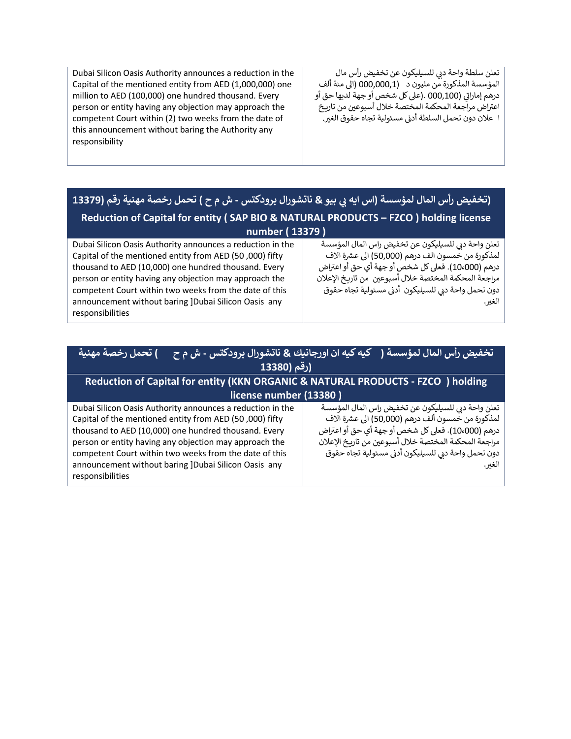| | |
|---|---|
| Dubai Silicon Oasis Authority announces a reduction in the Capital of the mentioned entity from AED (1,000,000) one million to AED (100,000) one hundred thousand. Every person or entity having any objection may approach the competent Court within (2) two weeks from the date of this announcement without baring the Authority any responsibility | تعلن سلطة واحة دبي للسيليكون عن تخفيض رأس مال المؤسسة المذكورة من مليون د (000,000,1 (الى مئة ألف درهم إماراتي (000,100 .(على كل شخص أو جهة لديها حق أو اعتراض مراجعة المحكمة المختصة خلال أسبوعين من تاريخ ا علان دون تحمل السلطة أدنى مسئولية تجاه حقوق الغير. |

## (تخفيض رأس المال لمؤسسة (اس ايه بي بيو & ناتشورال برودكتس - ش م ح ) تحمل رخصة مهنية رقم (13379

## Reduction of Capital for entity ( SAP BIO & NATURAL PRODUCTS – FZCO ) holding license number ( 13379 )

| | |
|---|---|
| Dubai Silicon Oasis Authority announces a reduction in the Capital of the mentioned entity from AED (50 ,000) fifty thousand to AED (10,000) one hundred thousand. Every person or entity having any objection may approach the competent Court within two weeks from the date of this announcement without baring ]Dubai Silicon Oasis any responsibilities | تعلن واحة دبي للسيليكون عن تخفيض راس المال المؤسسة لمذكورة من خمسون الف درهم (50,000) الى عشرة الاف درهم (10،000). فعلى كل شخص أو جهة أي حق أو اعتراض مراجعة المحكمة المختصة خلال أسبوعين من تاريخ الإعلان دون تحمل واحة دبي للسيليكون أدنى مسئولية تجاه حقوق الغير. |

## تخفيض رأس المال لمؤسسة ( كيه كيه ان اورجانيك & ناتشورال برودكتس - ش م ح ) تحمل رخصة مهنية (رقم (13380

## Reduction of Capital for entity (KKN ORGANIC & NATURAL PRODUCTS - FZCO ) holding license number (13380 )

| | |
|---|---|
| Dubai Silicon Oasis Authority announces a reduction in the Capital of the mentioned entity from AED (50 ,000) fifty thousand to AED (10,000) one hundred thousand. Every person or entity having any objection may approach the competent Court within two weeks from the date of this announcement without baring ]Dubai Silicon Oasis any responsibilities | تعلن واحة دبي للسيليكون عن تخفيض راس المال المؤسسة لمذكورة من خمسون ألف درهم (50,000) الى عشرة الاف درهم (10،000). فعلى كل شخص أو جهة أي حق أو اعتراض مراجعة المحكمة المختصة خلال أسبوعين من تاريخ الإعلان دون تحمل واحة دبي للسيليكون أدنى مسئولية تجاه حقوق الغير. |